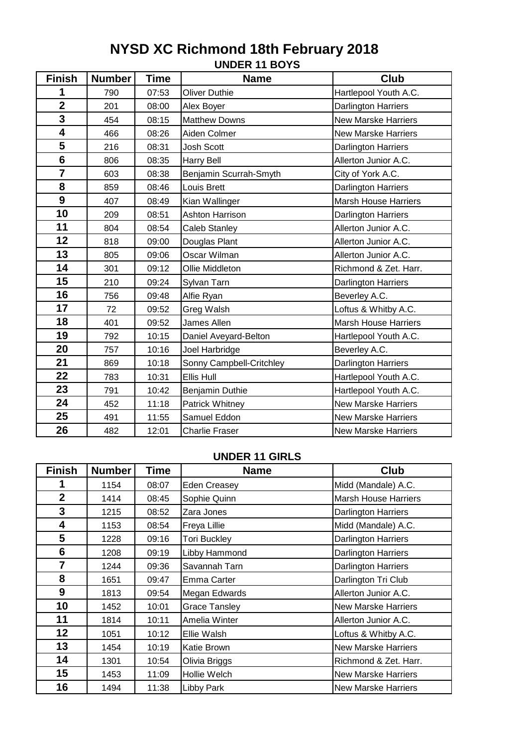# NYSD XC Richmond 18th February 2018

## UNDER 11 BOYS

| Finish | Number | Time | Name | Club |
|---|---|---|---|---|
| 1 | 790 | 07:53 | Oliver Duthie | Hartlepool Youth A.C. |
| 2 | 201 | 08:00 | Alex Boyer | Darlington Harriers |
| 3 | 454 | 08:15 | Matthew Downs | New Marske Harriers |
| 4 | 466 | 08:26 | Aiden Colmer | New Marske Harriers |
| 5 | 216 | 08:31 | Josh Scott | Darlington Harriers |
| 6 | 806 | 08:35 | Harry Bell | Allerton Junior A.C. |
| 7 | 603 | 08:38 | Benjamin Scurrah-Smyth | City of York A.C. |
| 8 | 859 | 08:46 | Louis Brett | Darlington Harriers |
| 9 | 407 | 08:49 | Kian Wallinger | Marsh House Harriers |
| 10 | 209 | 08:51 | Ashton Harrison | Darlington Harriers |
| 11 | 804 | 08:54 | Caleb Stanley | Allerton Junior A.C. |
| 12 | 818 | 09:00 | Douglas Plant | Allerton Junior A.C. |
| 13 | 805 | 09:06 | Oscar Wilman | Allerton Junior A.C. |
| 14 | 301 | 09:12 | Ollie Middleton | Richmond & Zet. Harr. |
| 15 | 210 | 09:24 | Sylvan Tarn | Darlington Harriers |
| 16 | 756 | 09:48 | Alfie Ryan | Beverley A.C. |
| 17 | 72 | 09:52 | Greg Walsh | Loftus & Whitby A.C. |
| 18 | 401 | 09:52 | James Allen | Marsh House Harriers |
| 19 | 792 | 10:15 | Daniel Aveyard-Belton | Hartlepool Youth A.C. |
| 20 | 757 | 10:16 | Joel Harbridge | Beverley A.C. |
| 21 | 869 | 10:18 | Sonny Campbell-Critchley | Darlington Harriers |
| 22 | 783 | 10:31 | Ellis Hull | Hartlepool Youth A.C. |
| 23 | 791 | 10:42 | Benjamin Duthie | Hartlepool Youth A.C. |
| 24 | 452 | 11:18 | Patrick Whitney | New Marske Harriers |
| 25 | 491 | 11:55 | Samuel Eddon | New Marske Harriers |
| 26 | 482 | 12:01 | Charlie Fraser | New Marske Harriers |

## UNDER 11 GIRLS

| Finish | Number | Time | Name | Club |
|---|---|---|---|---|
| 1 | 1154 | 08:07 | Eden Creasey | Midd (Mandale) A.C. |
| 2 | 1414 | 08:45 | Sophie Quinn | Marsh House Harriers |
| 3 | 1215 | 08:52 | Zara Jones | Darlington Harriers |
| 4 | 1153 | 08:54 | Freya Lillie | Midd (Mandale) A.C. |
| 5 | 1228 | 09:16 | Tori Buckley | Darlington Harriers |
| 6 | 1208 | 09:19 | Libby Hammond | Darlington Harriers |
| 7 | 1244 | 09:36 | Savannah Tarn | Darlington Harriers |
| 8 | 1651 | 09:47 | Emma Carter | Darlington Tri Club |
| 9 | 1813 | 09:54 | Megan Edwards | Allerton Junior A.C. |
| 10 | 1452 | 10:01 | Grace Tansley | New Marske Harriers |
| 11 | 1814 | 10:11 | Amelia Winter | Allerton Junior A.C. |
| 12 | 1051 | 10:12 | Ellie Walsh | Loftus & Whitby A.C. |
| 13 | 1454 | 10:19 | Katie Brown | New Marske Harriers |
| 14 | 1301 | 10:54 | Olivia Briggs | Richmond & Zet. Harr. |
| 15 | 1453 | 11:09 | Hollie Welch | New Marske Harriers |
| 16 | 1494 | 11:38 | Libby Park | New Marske Harriers |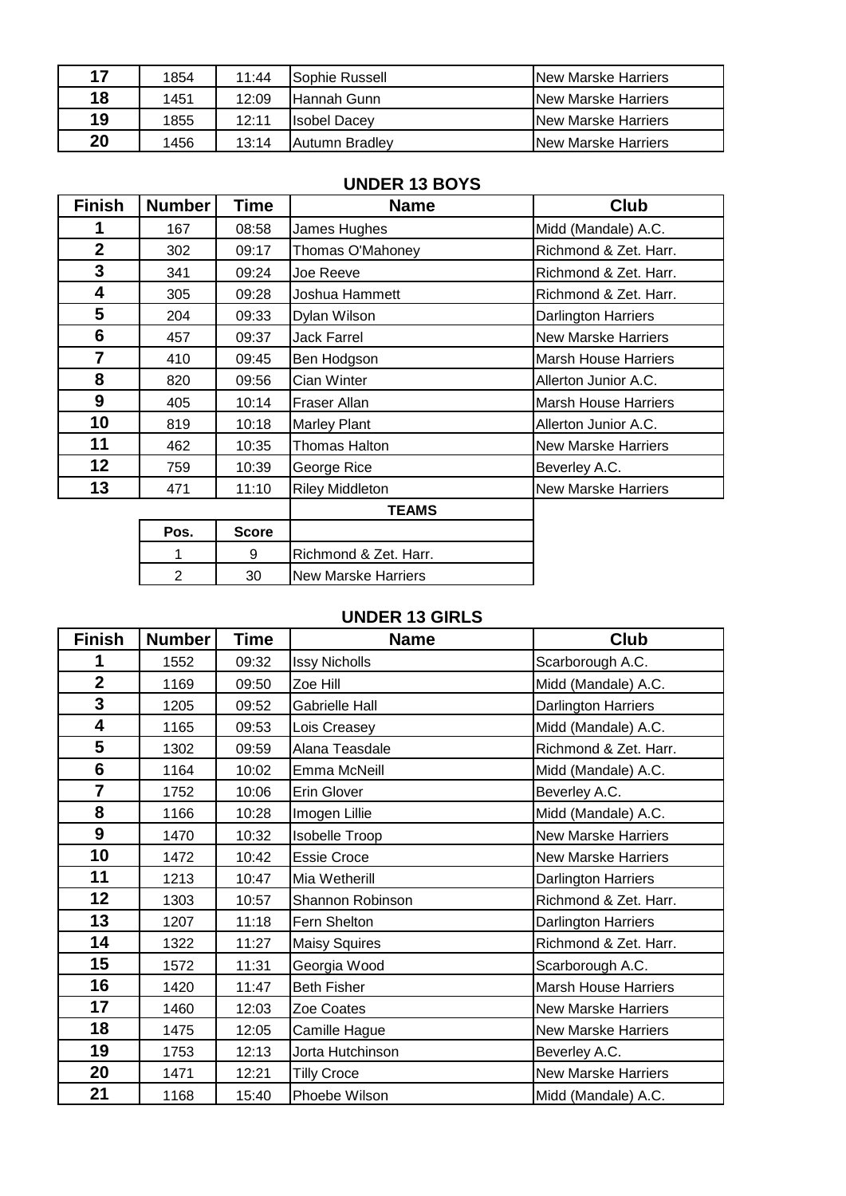| | | | | |
|---|---|---|---|---|
| 17 | 1854 | 11:44 | Sophie Russell | New Marske Harriers |
| 18 | 1451 | 12:09 | Hannah Gunn | New Marske Harriers |
| 19 | 1855 | 12:11 | Isobel Dacey | New Marske Harriers |
| 20 | 1456 | 13:14 | Autumn Bradley | New Marske Harriers |

## UNDER 13 BOYS

| Finish | Number | Time | Name | Club |
|---|---|---|---|---|
| 1 | 167 | 08:58 | James Hughes | Midd (Mandale) A.C. |
| 2 | 302 | 09:17 | Thomas O'Mahoney | Richmond & Zet. Harr. |
| 3 | 341 | 09:24 | Joe Reeve | Richmond & Zet. Harr. |
| 4 | 305 | 09:28 | Joshua Hammett | Richmond & Zet. Harr. |
| 5 | 204 | 09:33 | Dylan Wilson | Darlington Harriers |
| 6 | 457 | 09:37 | Jack Farrel | New Marske Harriers |
| 7 | 410 | 09:45 | Ben Hodgson | Marsh House Harriers |
| 8 | 820 | 09:56 | Cian Winter | Allerton Junior A.C. |
| 9 | 405 | 10:14 | Fraser Allan | Marsh House Harriers |
| 10 | 819 | 10:18 | Marley Plant | Allerton Junior A.C. |
| 11 | 462 | 10:35 | Thomas Halton | New Marske Harriers |
| 12 | 759 | 10:39 | George Rice | Beverley A.C. |
| 13 | 471 | 11:10 | Riley Middleton | New Marske Harriers |

### TEAMS

| Pos. | Score | |
|---|---|---|
| 1 | 9 | Richmond & Zet. Harr. |
| 2 | 30 | New Marske Harriers |

## UNDER 13 GIRLS

| Finish | Number | Time | Name | Club |
|---|---|---|---|---|
| 1 | 1552 | 09:32 | Issy Nicholls | Scarborough A.C. |
| 2 | 1169 | 09:50 | Zoe Hill | Midd (Mandale) A.C. |
| 3 | 1205 | 09:52 | Gabrielle Hall | Darlington Harriers |
| 4 | 1165 | 09:53 | Lois Creasey | Midd (Mandale) A.C. |
| 5 | 1302 | 09:59 | Alana Teasdale | Richmond & Zet. Harr. |
| 6 | 1164 | 10:02 | Emma McNeill | Midd (Mandale) A.C. |
| 7 | 1752 | 10:06 | Erin Glover | Beverley A.C. |
| 8 | 1166 | 10:28 | Imogen Lillie | Midd (Mandale) A.C. |
| 9 | 1470 | 10:32 | Isobelle Troop | New Marske Harriers |
| 10 | 1472 | 10:42 | Essie Croce | New Marske Harriers |
| 11 | 1213 | 10:47 | Mia Wetherill | Darlington Harriers |
| 12 | 1303 | 10:57 | Shannon Robinson | Richmond & Zet. Harr. |
| 13 | 1207 | 11:18 | Fern Shelton | Darlington Harriers |
| 14 | 1322 | 11:27 | Maisy Squires | Richmond & Zet. Harr. |
| 15 | 1572 | 11:31 | Georgia Wood | Scarborough A.C. |
| 16 | 1420 | 11:47 | Beth Fisher | Marsh House Harriers |
| 17 | 1460 | 12:03 | Zoe Coates | New Marske Harriers |
| 18 | 1475 | 12:05 | Camille Hague | New Marske Harriers |
| 19 | 1753 | 12:13 | Jorta Hutchinson | Beverley A.C. |
| 20 | 1471 | 12:21 | Tilly Croce | New Marske Harriers |
| 21 | 1168 | 15:40 | Phoebe Wilson | Midd (Mandale) A.C. |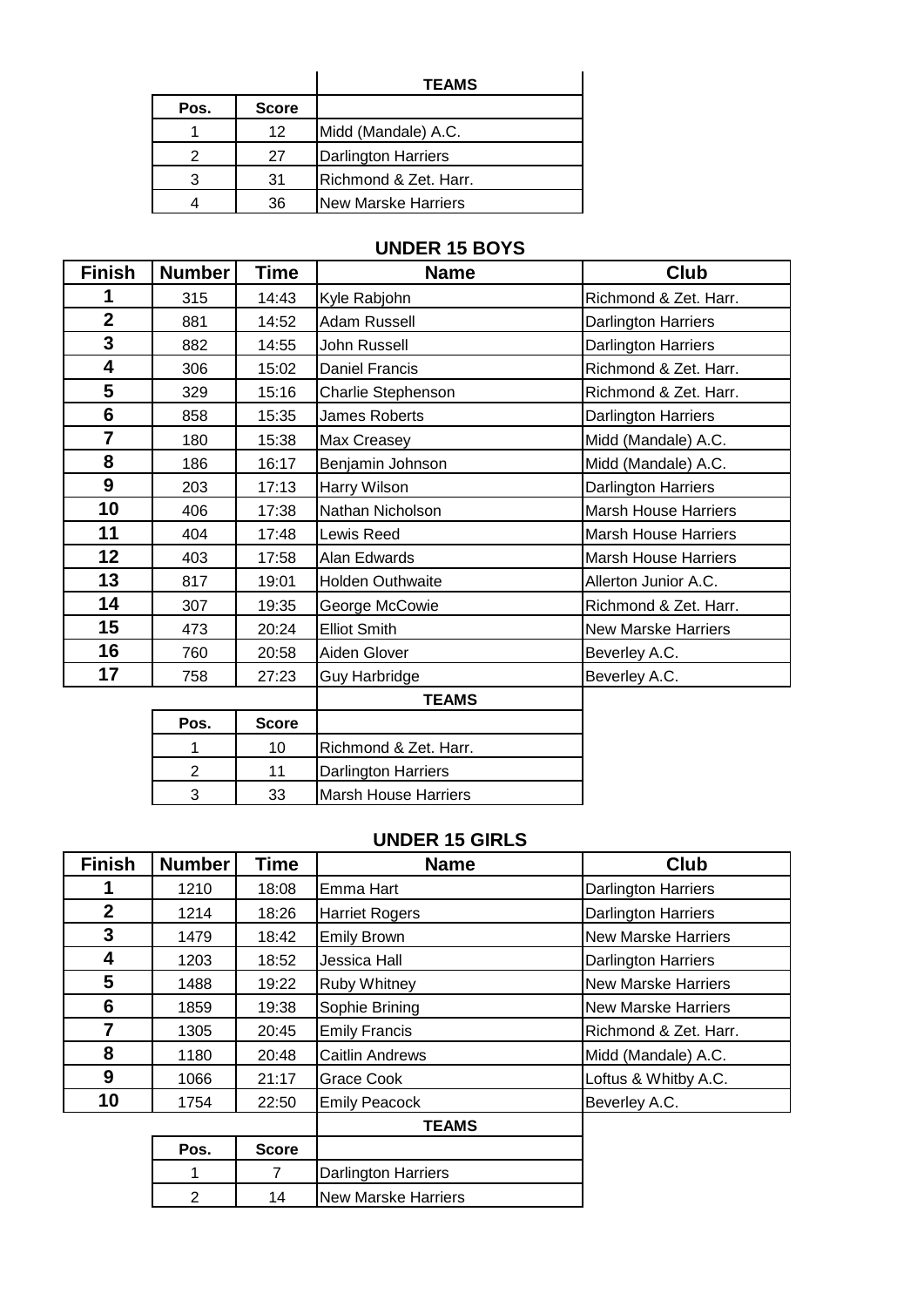| Pos. | Score | TEAMS |
|---|---|---|
| 1 | 12 | Midd (Mandale) A.C. |
| 2 | 27 | Darlington Harriers |
| 3 | 31 | Richmond & Zet. Harr. |
| 4 | 36 | New Marske Harriers |

## UNDER 15 BOYS

| Finish | Number | Time | Name | Club |
|---|---|---|---|---|
| 1 | 315 | 14:43 | Kyle Rabjohn | Richmond & Zet. Harr. |
| 2 | 881 | 14:52 | Adam Russell | Darlington Harriers |
| 3 | 882 | 14:55 | John Russell | Darlington Harriers |
| 4 | 306 | 15:02 | Daniel Francis | Richmond & Zet. Harr. |
| 5 | 329 | 15:16 | Charlie Stephenson | Richmond & Zet. Harr. |
| 6 | 858 | 15:35 | James Roberts | Darlington Harriers |
| 7 | 180 | 15:38 | Max Creasey | Midd (Mandale) A.C. |
| 8 | 186 | 16:17 | Benjamin Johnson | Midd (Mandale) A.C. |
| 9 | 203 | 17:13 | Harry Wilson | Darlington Harriers |
| 10 | 406 | 17:38 | Nathan Nicholson | Marsh House Harriers |
| 11 | 404 | 17:48 | Lewis Reed | Marsh House Harriers |
| 12 | 403 | 17:58 | Alan Edwards | Marsh House Harriers |
| 13 | 817 | 19:01 | Holden Outhwaite | Allerton Junior A.C. |
| 14 | 307 | 19:35 | George McCowie | Richmond & Zet. Harr. |
| 15 | 473 | 20:24 | Elliot Smith | New Marske Harriers |
| 16 | 760 | 20:58 | Aiden Glover | Beverley A.C. |
| 17 | 758 | 27:23 | Guy Harbridge | Beverley A.C. |

| Pos. | Score | TEAMS |
|---|---|---|
| 1 | 10 | Richmond & Zet. Harr. |
| 2 | 11 | Darlington Harriers |
| 3 | 33 | Marsh House Harriers |

## UNDER 15 GIRLS

| Finish | Number | Time | Name | Club |
|---|---|---|---|---|
| 1 | 1210 | 18:08 | Emma Hart | Darlington Harriers |
| 2 | 1214 | 18:26 | Harriet Rogers | Darlington Harriers |
| 3 | 1479 | 18:42 | Emily Brown | New Marske Harriers |
| 4 | 1203 | 18:52 | Jessica Hall | Darlington Harriers |
| 5 | 1488 | 19:22 | Ruby Whitney | New Marske Harriers |
| 6 | 1859 | 19:38 | Sophie Brining | New Marske Harriers |
| 7 | 1305 | 20:45 | Emily Francis | Richmond & Zet. Harr. |
| 8 | 1180 | 20:48 | Caitlin Andrews | Midd (Mandale) A.C. |
| 9 | 1066 | 21:17 | Grace Cook | Loftus & Whitby A.C. |
| 10 | 1754 | 22:50 | Emily Peacock | Beverley A.C. |

| Pos. | Score | TEAMS |
|---|---|---|
| 1 | 7 | Darlington Harriers |
| 2 | 14 | New Marske Harriers |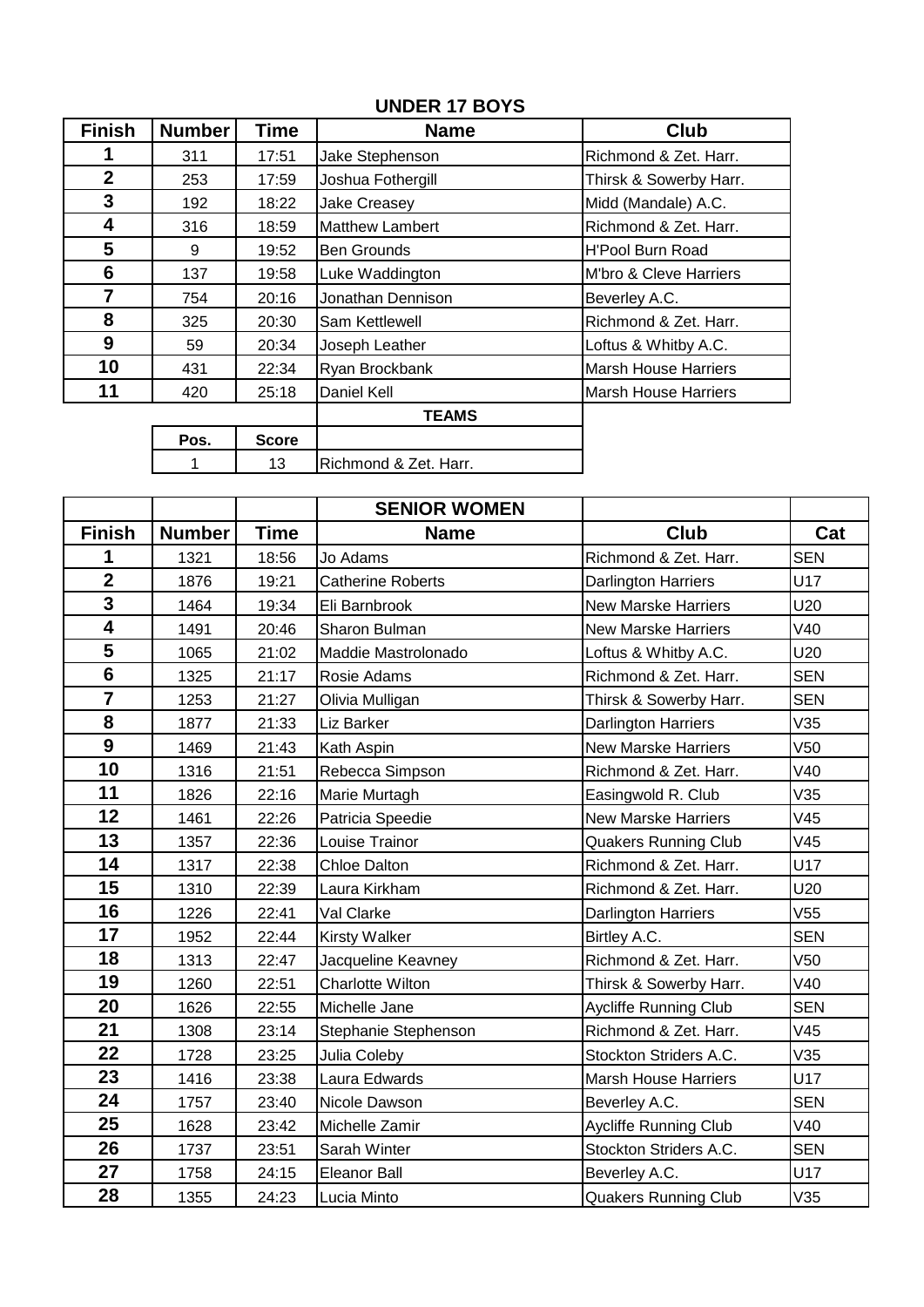## UNDER 17 BOYS

| Finish | Number | Time | Name | Club |
|---|---|---|---|---|
| 1 | 311 | 17:51 | Jake Stephenson | Richmond & Zet. Harr. |
| 2 | 253 | 17:59 | Joshua Fothergill | Thirsk & Sowerby Harr. |
| 3 | 192 | 18:22 | Jake Creasey | Midd (Mandale) A.C. |
| 4 | 316 | 18:59 | Matthew Lambert | Richmond & Zet. Harr. |
| 5 | 9 | 19:52 | Ben Grounds | H'Pool Burn Road |
| 6 | 137 | 19:58 | Luke Waddington | M'bro & Cleve Harriers |
| 7 | 754 | 20:16 | Jonathan Dennison | Beverley A.C. |
| 8 | 325 | 20:30 | Sam Kettlewell | Richmond & Zet. Harr. |
| 9 | 59 | 20:34 | Joseph Leather | Loftus & Whitby A.C. |
| 10 | 431 | 22:34 | Ryan Brockbank | Marsh House Harriers |
| 11 | 420 | 25:18 | Daniel Kell | Marsh House Harriers |

**TEAMS**

| Pos. | Score | |
|---|---|---|
| 1 | 13 | Richmond & Zet. Harr. |

## SENIOR WOMEN

| Finish | Number | Time | Name | Club | Cat |
|---|---|---|---|---|---|
| 1 | 1321 | 18:56 | Jo Adams | Richmond & Zet. Harr. | SEN |
| 2 | 1876 | 19:21 | Catherine Roberts | Darlington Harriers | U17 |
| 3 | 1464 | 19:34 | Eli Barnbrook | New Marske Harriers | U20 |
| 4 | 1491 | 20:46 | Sharon Bulman | New Marske Harriers | V40 |
| 5 | 1065 | 21:02 | Maddie Mastrolonado | Loftus & Whitby A.C. | U20 |
| 6 | 1325 | 21:17 | Rosie Adams | Richmond & Zet. Harr. | SEN |
| 7 | 1253 | 21:27 | Olivia Mulligan | Thirsk & Sowerby Harr. | SEN |
| 8 | 1877 | 21:33 | Liz Barker | Darlington Harriers | V35 |
| 9 | 1469 | 21:43 | Kath Aspin | New Marske Harriers | V50 |
| 10 | 1316 | 21:51 | Rebecca Simpson | Richmond & Zet. Harr. | V40 |
| 11 | 1826 | 22:16 | Marie Murtagh | Easingwold R. Club | V35 |
| 12 | 1461 | 22:26 | Patricia Speedie | New Marske Harriers | V45 |
| 13 | 1357 | 22:36 | Louise Trainor | Quakers Running Club | V45 |
| 14 | 1317 | 22:38 | Chloe Dalton | Richmond & Zet. Harr. | U17 |
| 15 | 1310 | 22:39 | Laura Kirkham | Richmond & Zet. Harr. | U20 |
| 16 | 1226 | 22:41 | Val Clarke | Darlington Harriers | V55 |
| 17 | 1952 | 22:44 | Kirsty Walker | Birtley A.C. | SEN |
| 18 | 1313 | 22:47 | Jacqueline Keavney | Richmond & Zet. Harr. | V50 |
| 19 | 1260 | 22:51 | Charlotte Wilton | Thirsk & Sowerby Harr. | V40 |
| 20 | 1626 | 22:55 | Michelle Jane | Aycliffe Running Club | SEN |
| 21 | 1308 | 23:14 | Stephanie Stephenson | Richmond & Zet. Harr. | V45 |
| 22 | 1728 | 23:25 | Julia Coleby | Stockton Striders A.C. | V35 |
| 23 | 1416 | 23:38 | Laura Edwards | Marsh House Harriers | U17 |
| 24 | 1757 | 23:40 | Nicole Dawson | Beverley A.C. | SEN |
| 25 | 1628 | 23:42 | Michelle Zamir | Aycliffe Running Club | V40 |
| 26 | 1737 | 23:51 | Sarah Winter | Stockton Striders A.C. | SEN |
| 27 | 1758 | 24:15 | Eleanor Ball | Beverley A.C. | U17 |
| 28 | 1355 | 24:23 | Lucia Minto | Quakers Running Club | V35 |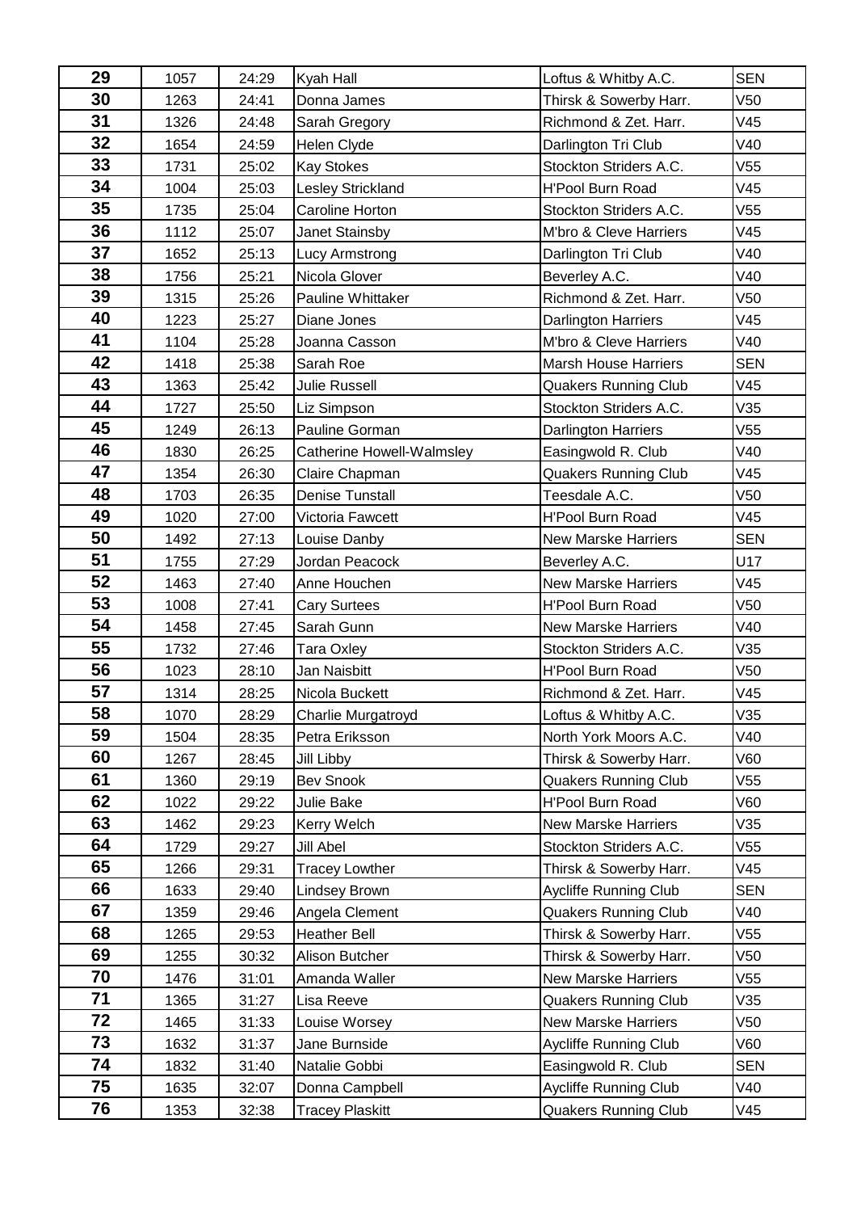| 29 | 1057 | 24:29 | Kyah Hall | Loftus & Whitby A.C. | SEN |
|---|---|---|---|---|---|
| 30 | 1263 | 24:41 | Donna James | Thirsk & Sowerby Harr. | V50 |
| 31 | 1326 | 24:48 | Sarah Gregory | Richmond & Zet. Harr. | V45 |
| 32 | 1654 | 24:59 | Helen Clyde | Darlington Tri Club | V40 |
| 33 | 1731 | 25:02 | Kay Stokes | Stockton Striders A.C. | V55 |
| 34 | 1004 | 25:03 | Lesley Strickland | H'Pool Burn Road | V45 |
| 35 | 1735 | 25:04 | Caroline Horton | Stockton Striders A.C. | V55 |
| 36 | 1112 | 25:07 | Janet Stainsby | M'bro & Cleve Harriers | V45 |
| 37 | 1652 | 25:13 | Lucy Armstrong | Darlington Tri Club | V40 |
| 38 | 1756 | 25:21 | Nicola Glover | Beverley A.C. | V40 |
| 39 | 1315 | 25:26 | Pauline Whittaker | Richmond & Zet. Harr. | V50 |
| 40 | 1223 | 25:27 | Diane Jones | Darlington Harriers | V45 |
| 41 | 1104 | 25:28 | Joanna Casson | M'bro & Cleve Harriers | V40 |
| 42 | 1418 | 25:38 | Sarah Roe | Marsh House Harriers | SEN |
| 43 | 1363 | 25:42 | Julie Russell | Quakers Running Club | V45 |
| 44 | 1727 | 25:50 | Liz Simpson | Stockton Striders A.C. | V35 |
| 45 | 1249 | 26:13 | Pauline Gorman | Darlington Harriers | V55 |
| 46 | 1830 | 26:25 | Catherine Howell-Walmsley | Easingwold R. Club | V40 |
| 47 | 1354 | 26:30 | Claire Chapman | Quakers Running Club | V45 |
| 48 | 1703 | 26:35 | Denise Tunstall | Teesdale A.C. | V50 |
| 49 | 1020 | 27:00 | Victoria Fawcett | H'Pool Burn Road | V45 |
| 50 | 1492 | 27:13 | Louise Danby | New Marske Harriers | SEN |
| 51 | 1755 | 27:29 | Jordan Peacock | Beverley A.C. | U17 |
| 52 | 1463 | 27:40 | Anne Houchen | New Marske Harriers | V45 |
| 53 | 1008 | 27:41 | Cary Surtees | H'Pool Burn Road | V50 |
| 54 | 1458 | 27:45 | Sarah Gunn | New Marske Harriers | V40 |
| 55 | 1732 | 27:46 | Tara Oxley | Stockton Striders A.C. | V35 |
| 56 | 1023 | 28:10 | Jan Naisbitt | H'Pool Burn Road | V50 |
| 57 | 1314 | 28:25 | Nicola Buckett | Richmond & Zet. Harr. | V45 |
| 58 | 1070 | 28:29 | Charlie Murgatroyd | Loftus & Whitby A.C. | V35 |
| 59 | 1504 | 28:35 | Petra Eriksson | North York Moors A.C. | V40 |
| 60 | 1267 | 28:45 | Jill Libby | Thirsk & Sowerby Harr. | V60 |
| 61 | 1360 | 29:19 | Bev Snook | Quakers Running Club | V55 |
| 62 | 1022 | 29:22 | Julie Bake | H'Pool Burn Road | V60 |
| 63 | 1462 | 29:23 | Kerry Welch | New Marske Harriers | V35 |
| 64 | 1729 | 29:27 | Jill Abel | Stockton Striders A.C. | V55 |
| 65 | 1266 | 29:31 | Tracey Lowther | Thirsk & Sowerby Harr. | V45 |
| 66 | 1633 | 29:40 | Lindsey Brown | Aycliffe Running Club | SEN |
| 67 | 1359 | 29:46 | Angela Clement | Quakers Running Club | V40 |
| 68 | 1265 | 29:53 | Heather Bell | Thirsk & Sowerby Harr. | V55 |
| 69 | 1255 | 30:32 | Alison Butcher | Thirsk & Sowerby Harr. | V50 |
| 70 | 1476 | 31:01 | Amanda Waller | New Marske Harriers | V55 |
| 71 | 1365 | 31:27 | Lisa Reeve | Quakers Running Club | V35 |
| 72 | 1465 | 31:33 | Louise Worsey | New Marske Harriers | V50 |
| 73 | 1632 | 31:37 | Jane Burnside | Aycliffe Running Club | V60 |
| 74 | 1832 | 31:40 | Natalie Gobbi | Easingwold R. Club | SEN |
| 75 | 1635 | 32:07 | Donna Campbell | Aycliffe Running Club | V40 |
| 76 | 1353 | 32:38 | Tracey Plaskitt | Quakers Running Club | V45 |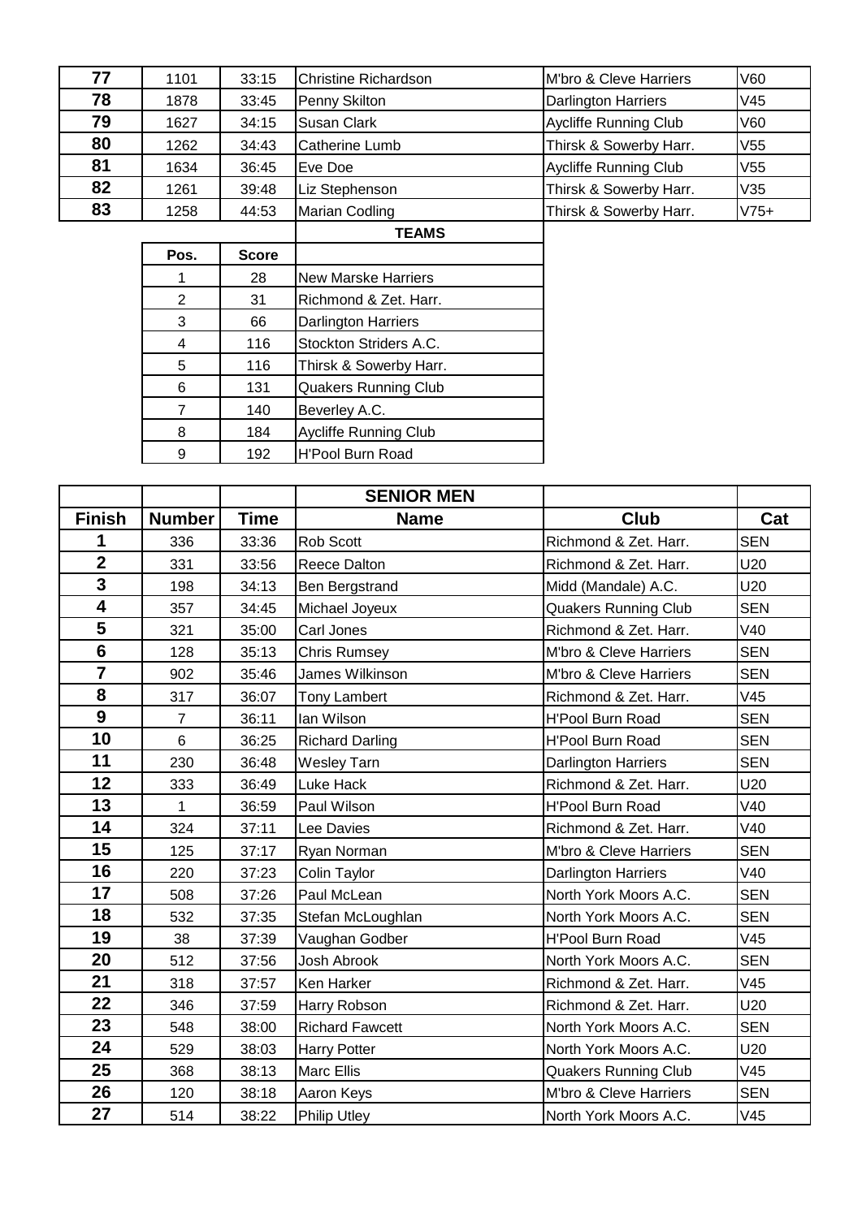| | | | | | |
|---|---|---|---|---|---|
| **77** | 1101 | 33:15 | Christine Richardson | M'bro & Cleve Harriers | V60 |
| **78** | 1878 | 33:45 | Penny Skilton | Darlington Harriers | V45 |
| **79** | 1627 | 34:15 | Susan Clark | Aycliffe Running Club | V60 |
| **80** | 1262 | 34:43 | Catherine Lumb | Thirsk & Sowerby Harr. | V55 |
| **81** | 1634 | 36:45 | Eve Doe | Aycliffe Running Club | V55 |
| **82** | 1261 | 39:48 | Liz Stephenson | Thirsk & Sowerby Harr. | V35 |
| **83** | 1258 | 44:53 | Marian Codling | Thirsk & Sowerby Harr. | V75+ |

**TEAMS**

| Pos. | Score | |
|---|---|---|
| 1 | 28 | New Marske Harriers |
| 2 | 31 | Richmond & Zet. Harr. |
| 3 | 66 | Darlington Harriers |
| 4 | 116 | Stockton Striders A.C. |
| 5 | 116 | Thirsk & Sowerby Harr. |
| 6 | 131 | Quakers Running Club |
| 7 | 140 | Beverley A.C. |
| 8 | 184 | Aycliffe Running Club |
| 9 | 192 | H'Pool Burn Road |

**SENIOR MEN**

| Finish | Number | Time | Name | Club | Cat |
|---|---|---|---|---|---|
| **1** | 336 | 33:36 | Rob Scott | Richmond & Zet. Harr. | SEN |
| **2** | 331 | 33:56 | Reece Dalton | Richmond & Zet. Harr. | U20 |
| **3** | 198 | 34:13 | Ben Bergstrand | Midd (Mandale) A.C. | U20 |
| **4** | 357 | 34:45 | Michael Joyeux | Quakers Running Club | SEN |
| **5** | 321 | 35:00 | Carl Jones | Richmond & Zet. Harr. | V40 |
| **6** | 128 | 35:13 | Chris Rumsey | M'bro & Cleve Harriers | SEN |
| **7** | 902 | 35:46 | James Wilkinson | M'bro & Cleve Harriers | SEN |
| **8** | 317 | 36:07 | Tony Lambert | Richmond & Zet. Harr. | V45 |
| **9** | 7 | 36:11 | Ian Wilson | H'Pool Burn Road | SEN |
| **10** | 6 | 36:25 | Richard Darling | H'Pool Burn Road | SEN |
| **11** | 230 | 36:48 | Wesley Tarn | Darlington Harriers | SEN |
| **12** | 333 | 36:49 | Luke Hack | Richmond & Zet. Harr. | U20 |
| **13** | 1 | 36:59 | Paul Wilson | H'Pool Burn Road | V40 |
| **14** | 324 | 37:11 | Lee Davies | Richmond & Zet. Harr. | V40 |
| **15** | 125 | 37:17 | Ryan Norman | M'bro & Cleve Harriers | SEN |
| **16** | 220 | 37:23 | Colin Taylor | Darlington Harriers | V40 |
| **17** | 508 | 37:26 | Paul McLean | North York Moors A.C. | SEN |
| **18** | 532 | 37:35 | Stefan McLoughlan | North York Moors A.C. | SEN |
| **19** | 38 | 37:39 | Vaughan Godber | H'Pool Burn Road | V45 |
| **20** | 512 | 37:56 | Josh Abrook | North York Moors A.C. | SEN |
| **21** | 318 | 37:57 | Ken Harker | Richmond & Zet. Harr. | V45 |
| **22** | 346 | 37:59 | Harry Robson | Richmond & Zet. Harr. | U20 |
| **23** | 548 | 38:00 | Richard Fawcett | North York Moors A.C. | SEN |
| **24** | 529 | 38:03 | Harry Potter | North York Moors A.C. | U20 |
| **25** | 368 | 38:13 | Marc Ellis | Quakers Running Club | V45 |
| **26** | 120 | 38:18 | Aaron Keys | M'bro & Cleve Harriers | SEN |
| **27** | 514 | 38:22 | Philip Utley | North York Moors A.C. | V45 |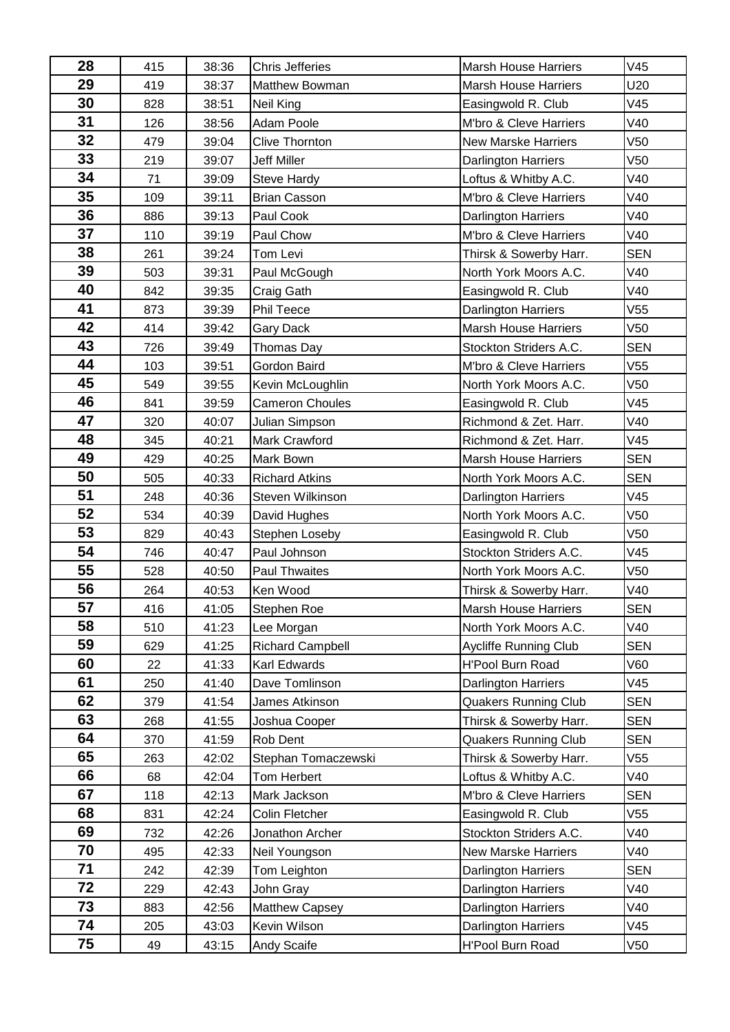| 28 | 415 | 38:36 | Chris Jefferies | Marsh House Harriers | V45 |
|---|---|---|---|---|---|
| 29 | 419 | 38:37 | Matthew Bowman | Marsh House Harriers | U20 |
| 30 | 828 | 38:51 | Neil King | Easingwold R. Club | V45 |
| 31 | 126 | 38:56 | Adam Poole | M'bro & Cleve Harriers | V40 |
| 32 | 479 | 39:04 | Clive Thornton | New Marske Harriers | V50 |
| 33 | 219 | 39:07 | Jeff Miller | Darlington Harriers | V50 |
| 34 | 71 | 39:09 | Steve Hardy | Loftus & Whitby A.C. | V40 |
| 35 | 109 | 39:11 | Brian Casson | M'bro & Cleve Harriers | V40 |
| 36 | 886 | 39:13 | Paul Cook | Darlington Harriers | V40 |
| 37 | 110 | 39:19 | Paul Chow | M'bro & Cleve Harriers | V40 |
| 38 | 261 | 39:24 | Tom Levi | Thirsk & Sowerby Harr. | SEN |
| 39 | 503 | 39:31 | Paul McGough | North York Moors A.C. | V40 |
| 40 | 842 | 39:35 | Craig Gath | Easingwold R. Club | V40 |
| 41 | 873 | 39:39 | Phil Teece | Darlington Harriers | V55 |
| 42 | 414 | 39:42 | Gary Dack | Marsh House Harriers | V50 |
| 43 | 726 | 39:49 | Thomas Day | Stockton Striders A.C. | SEN |
| 44 | 103 | 39:51 | Gordon Baird | M'bro & Cleve Harriers | V55 |
| 45 | 549 | 39:55 | Kevin McLoughlin | North York Moors A.C. | V50 |
| 46 | 841 | 39:59 | Cameron Choules | Easingwold R. Club | V45 |
| 47 | 320 | 40:07 | Julian Simpson | Richmond & Zet. Harr. | V40 |
| 48 | 345 | 40:21 | Mark Crawford | Richmond & Zet. Harr. | V45 |
| 49 | 429 | 40:25 | Mark Bown | Marsh House Harriers | SEN |
| 50 | 505 | 40:33 | Richard Atkins | North York Moors A.C. | SEN |
| 51 | 248 | 40:36 | Steven Wilkinson | Darlington Harriers | V45 |
| 52 | 534 | 40:39 | David Hughes | North York Moors A.C. | V50 |
| 53 | 829 | 40:43 | Stephen Loseby | Easingwold R. Club | V50 |
| 54 | 746 | 40:47 | Paul Johnson | Stockton Striders A.C. | V45 |
| 55 | 528 | 40:50 | Paul Thwaites | North York Moors A.C. | V50 |
| 56 | 264 | 40:53 | Ken Wood | Thirsk & Sowerby Harr. | V40 |
| 57 | 416 | 41:05 | Stephen Roe | Marsh House Harriers | SEN |
| 58 | 510 | 41:23 | Lee Morgan | North York Moors A.C. | V40 |
| 59 | 629 | 41:25 | Richard Campbell | Aycliffe Running Club | SEN |
| 60 | 22 | 41:33 | Karl Edwards | H'Pool Burn Road | V60 |
| 61 | 250 | 41:40 | Dave Tomlinson | Darlington Harriers | V45 |
| 62 | 379 | 41:54 | James Atkinson | Quakers Running Club | SEN |
| 63 | 268 | 41:55 | Joshua Cooper | Thirsk & Sowerby Harr. | SEN |
| 64 | 370 | 41:59 | Rob Dent | Quakers Running Club | SEN |
| 65 | 263 | 42:02 | Stephan Tomaczewski | Thirsk & Sowerby Harr. | V55 |
| 66 | 68 | 42:04 | Tom Herbert | Loftus & Whitby A.C. | V40 |
| 67 | 118 | 42:13 | Mark Jackson | M'bro & Cleve Harriers | SEN |
| 68 | 831 | 42:24 | Colin Fletcher | Easingwold R. Club | V55 |
| 69 | 732 | 42:26 | Jonathon Archer | Stockton Striders A.C. | V40 |
| 70 | 495 | 42:33 | Neil Youngson | New Marske Harriers | V40 |
| 71 | 242 | 42:39 | Tom Leighton | Darlington Harriers | SEN |
| 72 | 229 | 42:43 | John Gray | Darlington Harriers | V40 |
| 73 | 883 | 42:56 | Matthew Capsey | Darlington Harriers | V40 |
| 74 | 205 | 43:03 | Kevin Wilson | Darlington Harriers | V45 |
| 75 | 49 | 43:15 | Andy Scaife | H'Pool Burn Road | V50 |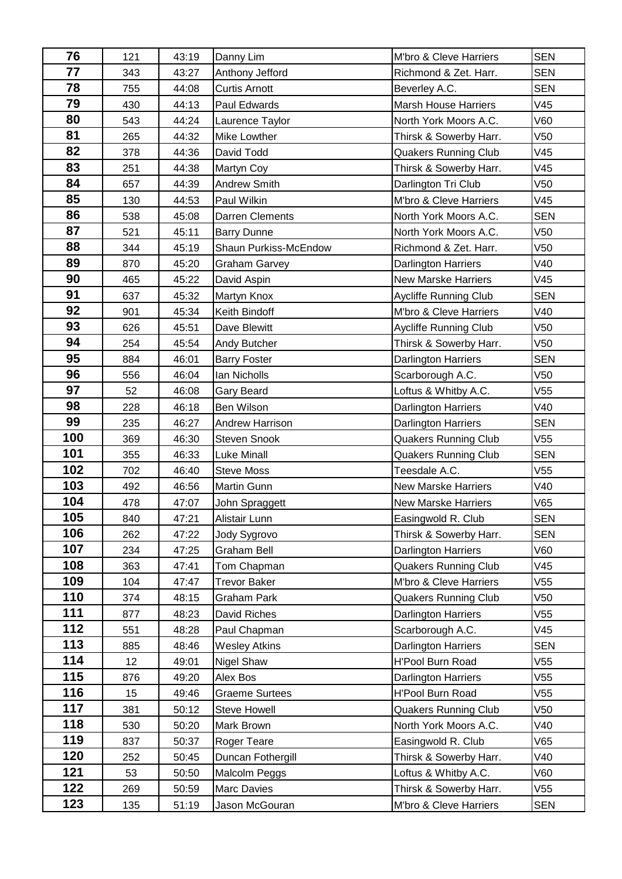| | | | | | |
|---|---|---|---|---|---|
| 76 | 121 | 43:19 | Danny Lim | M'bro & Cleve Harriers | SEN |
| 77 | 343 | 43:27 | Anthony Jefford | Richmond & Zet. Harr. | SEN |
| 78 | 755 | 44:08 | Curtis Arnott | Beverley A.C. | SEN |
| 79 | 430 | 44:13 | Paul Edwards | Marsh House Harriers | V45 |
| 80 | 543 | 44:24 | Laurence Taylor | North York Moors A.C. | V60 |
| 81 | 265 | 44:32 | Mike Lowther | Thirsk & Sowerby Harr. | V50 |
| 82 | 378 | 44:36 | David Todd | Quakers Running Club | V45 |
| 83 | 251 | 44:38 | Martyn Coy | Thirsk & Sowerby Harr. | V45 |
| 84 | 657 | 44:39 | Andrew Smith | Darlington Tri Club | V50 |
| 85 | 130 | 44:53 | Paul Wilkin | M'bro & Cleve Harriers | V45 |
| 86 | 538 | 45:08 | Darren Clements | North York Moors A.C. | SEN |
| 87 | 521 | 45:11 | Barry Dunne | North York Moors A.C. | V50 |
| 88 | 344 | 45:19 | Shaun Purkiss-McEndow | Richmond & Zet. Harr. | V50 |
| 89 | 870 | 45:20 | Graham Garvey | Darlington Harriers | V40 |
| 90 | 465 | 45:22 | David Aspin | New Marske Harriers | V45 |
| 91 | 637 | 45:32 | Martyn Knox | Aycliffe Running Club | SEN |
| 92 | 901 | 45:34 | Keith Bindoff | M'bro & Cleve Harriers | V40 |
| 93 | 626 | 45:51 | Dave Blewitt | Aycliffe Running Club | V50 |
| 94 | 254 | 45:54 | Andy Butcher | Thirsk & Sowerby Harr. | V50 |
| 95 | 884 | 46:01 | Barry Foster | Darlington Harriers | SEN |
| 96 | 556 | 46:04 | Ian Nicholls | Scarborough A.C. | V50 |
| 97 | 52 | 46:08 | Gary Beard | Loftus & Whitby A.C. | V55 |
| 98 | 228 | 46:18 | Ben Wilson | Darlington Harriers | V40 |
| 99 | 235 | 46:27 | Andrew Harrison | Darlington Harriers | SEN |
| 100 | 369 | 46:30 | Steven Snook | Quakers Running Club | V55 |
| 101 | 355 | 46:33 | Luke Minall | Quakers Running Club | SEN |
| 102 | 702 | 46:40 | Steve Moss | Teesdale A.C. | V55 |
| 103 | 492 | 46:56 | Martin Gunn | New Marske Harriers | V40 |
| 104 | 478 | 47:07 | John Spraggett | New Marske Harriers | V65 |
| 105 | 840 | 47:21 | Alistair Lunn | Easingwold R. Club | SEN |
| 106 | 262 | 47:22 | Jody Sygrovo | Thirsk & Sowerby Harr. | SEN |
| 107 | 234 | 47:25 | Graham Bell | Darlington Harriers | V60 |
| 108 | 363 | 47:41 | Tom Chapman | Quakers Running Club | V45 |
| 109 | 104 | 47:47 | Trevor Baker | M'bro & Cleve Harriers | V55 |
| 110 | 374 | 48:15 | Graham Park | Quakers Running Club | V50 |
| 111 | 877 | 48:23 | David Riches | Darlington Harriers | V55 |
| 112 | 551 | 48:28 | Paul Chapman | Scarborough A.C. | V45 |
| 113 | 885 | 48:46 | Wesley Atkins | Darlington Harriers | SEN |
| 114 | 12 | 49:01 | Nigel Shaw | H'Pool Burn Road | V55 |
| 115 | 876 | 49:20 | Alex Bos | Darlington Harriers | V55 |
| 116 | 15 | 49:46 | Graeme Surtees | H'Pool Burn Road | V55 |
| 117 | 381 | 50:12 | Steve Howell | Quakers Running Club | V50 |
| 118 | 530 | 50:20 | Mark Brown | North York Moors A.C. | V40 |
| 119 | 837 | 50:37 | Roger Teare | Easingwold R. Club | V65 |
| 120 | 252 | 50:45 | Duncan Fothergill | Thirsk & Sowerby Harr. | V40 |
| 121 | 53 | 50:50 | Malcolm Peggs | Loftus & Whitby A.C. | V60 |
| 122 | 269 | 50:59 | Marc Davies | Thirsk & Sowerby Harr. | V55 |
| 123 | 135 | 51:19 | Jason McGouran | M'bro & Cleve Harriers | SEN |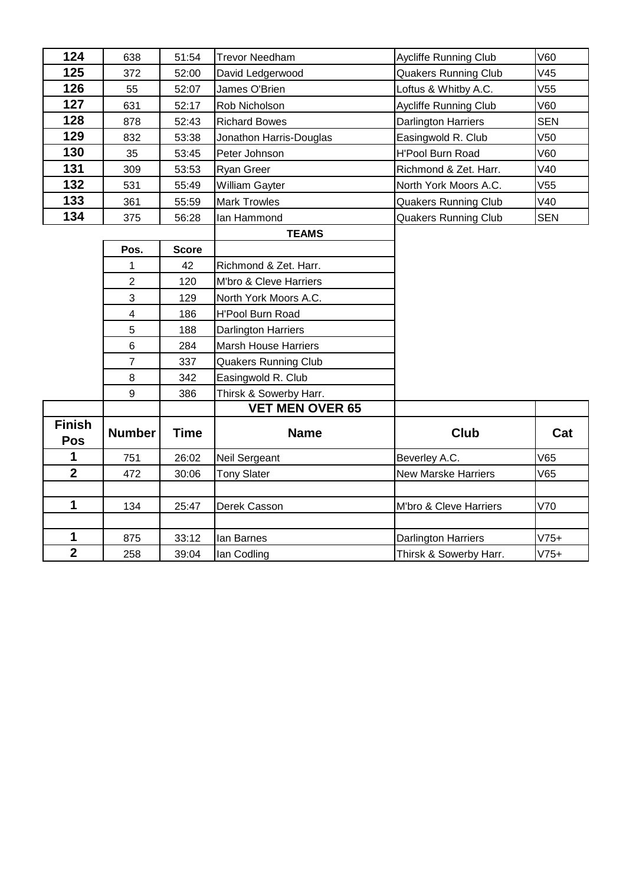| | | | | | |
|---|---|---|---|---|---|
| **124** | 638 | 51:54 | Trevor Needham | Aycliffe Running Club | V60 |
| **125** | 372 | 52:00 | David Ledgerwood | Quakers Running Club | V45 |
| **126** | 55 | 52:07 | James O'Brien | Loftus & Whitby A.C. | V55 |
| **127** | 631 | 52:17 | Rob Nicholson | Aycliffe Running Club | V60 |
| **128** | 878 | 52:43 | Richard Bowes | Darlington Harriers | SEN |
| **129** | 832 | 53:38 | Jonathon Harris-Douglas | Easingwold R. Club | V50 |
| **130** | 35 | 53:45 | Peter Johnson | H'Pool Burn Road | V60 |
| **131** | 309 | 53:53 | Ryan Greer | Richmond & Zet. Harr. | V40 |
| **132** | 531 | 55:49 | William Gayter | North York Moors A.C. | V55 |
| **133** | 361 | 55:59 | Mark Trowles | Quakers Running Club | V40 |
| **134** | 375 | 56:28 | Ian Hammond | Quakers Running Club | SEN |

**TEAMS**

| Pos. | Score | Team |
|---|---|---|
| 1 | 42 | Richmond & Zet. Harr. |
| 2 | 120 | M'bro & Cleve Harriers |
| 3 | 129 | North York Moors A.C. |
| 4 | 186 | H'Pool Burn Road |
| 5 | 188 | Darlington Harriers |
| 6 | 284 | Marsh House Harriers |
| 7 | 337 | Quakers Running Club |
| 8 | 342 | Easingwold R. Club |
| 9 | 386 | Thirsk & Sowerby Harr. |

**VET MEN OVER 65**

| Finish Pos | Number | Time | Name | Club | Cat |
|---|---|---|---|---|---|
| **1** | 751 | 26:02 | Neil Sergeant | Beverley A.C. | V65 |
| **2** | 472 | 30:06 | Tony Slater | New Marske Harriers | V65 |
| | | | | | |
| **1** | 134 | 25:47 | Derek Casson | M'bro & Cleve Harriers | V70 |
| | | | | | |
| **1** | 875 | 33:12 | Ian Barnes | Darlington Harriers | V75+ |
| **2** | 258 | 39:04 | Ian Codling | Thirsk & Sowerby Harr. | V75+ |